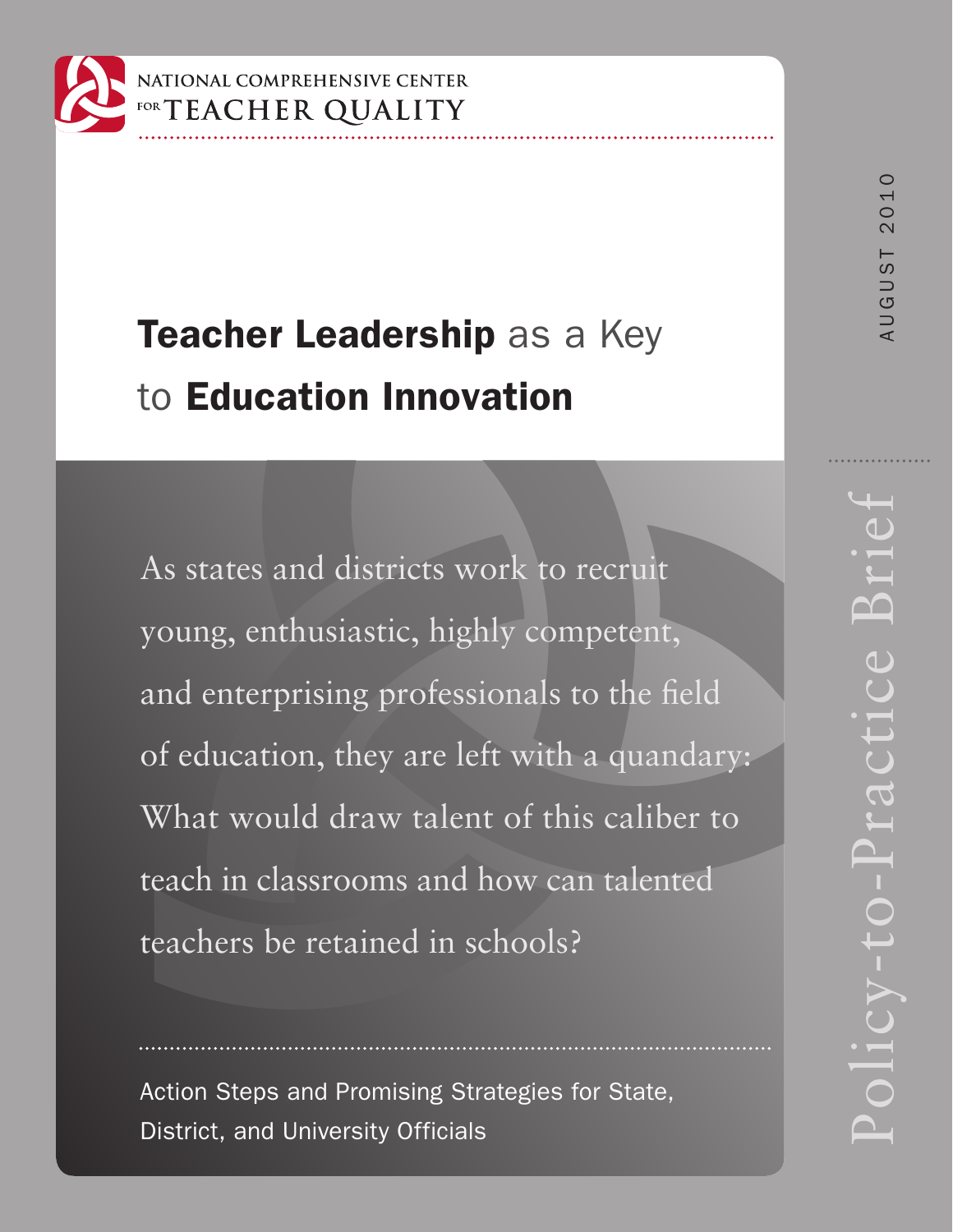NATIONAL COMPREHENSIVE CENTER FOR TEACHER QUALITY

AUGUST 2010

# Teacher Leadership as a Key to Education Innovation

As states and districts work to recruit young, enthusiastic, highly competent, and enterprising professionals to the field of education, they are left with a quandary: What would draw talent of this caliber to teach in classrooms and how can talented teachers be retained in schools?

Action Steps and Promising Strategies for State, District, and University Officials

Policy-to-Practice Brief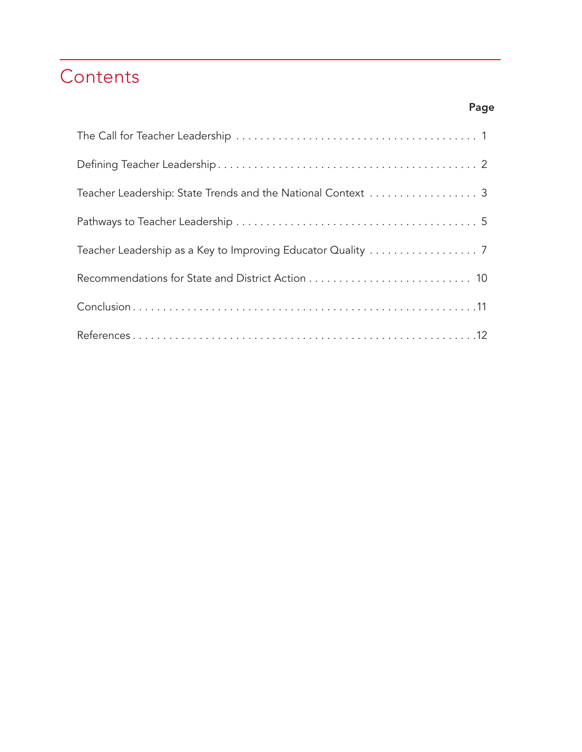# Contents

| | Page |
|---|---|
| The Call for Teacher Leadership | 1 |
| Defining Teacher Leadership | 2 |
| Teacher Leadership: State Trends and the National Context | 3 |
| Pathways to Teacher Leadership | 5 |
| Teacher Leadership as a Key to Improving Educator Quality | 7 |
| Recommendations for State and District Action | 10 |
| Conclusion | 11 |
| References | 12 |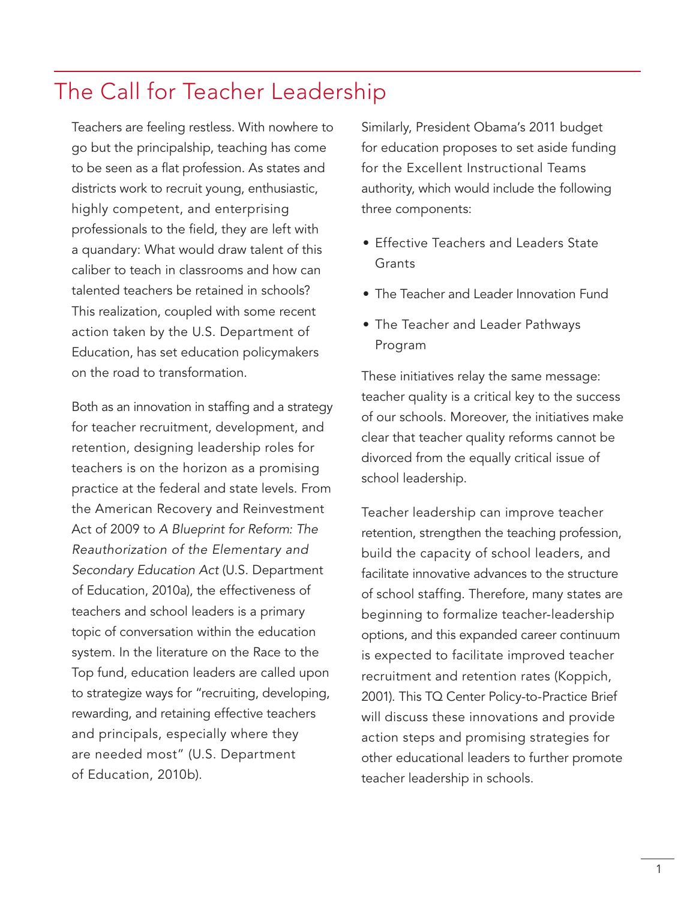# The Call for Teacher Leadership

Teachers are feeling restless. With nowhere to go but the principalship, teaching has come to be seen as a flat profession. As states and districts work to recruit young, enthusiastic, highly competent, and enterprising professionals to the field, they are left with a quandary: What would draw talent of this caliber to teach in classrooms and how can talented teachers be retained in schools? This realization, coupled with some recent action taken by the U.S. Department of Education, has set education policymakers on the road to transformation.

Both as an innovation in staffing and a strategy for teacher recruitment, development, and retention, designing leadership roles for teachers is on the horizon as a promising practice at the federal and state levels. From the American Recovery and Reinvestment Act of 2009 to *A Blueprint for Reform: The Reauthorization of the Elementary and Secondary Education Act* (U.S. Department of Education, 2010a), the effectiveness of teachers and school leaders is a primary topic of conversation within the education system. In the literature on the Race to the Top fund, education leaders are called upon to strategize ways for "recruiting, developing, rewarding, and retaining effective teachers and principals, especially where they are needed most" (U.S. Department of Education, 2010b).

Similarly, President Obama's 2011 budget for education proposes to set aside funding for the Excellent Instructional Teams authority, which would include the following three components:

- Effective Teachers and Leaders State Grants
- The Teacher and Leader Innovation Fund
- The Teacher and Leader Pathways Program

These initiatives relay the same message: teacher quality is a critical key to the success of our schools. Moreover, the initiatives make clear that teacher quality reforms cannot be divorced from the equally critical issue of school leadership.

Teacher leadership can improve teacher retention, strengthen the teaching profession, build the capacity of school leaders, and facilitate innovative advances to the structure of school staffing. Therefore, many states are beginning to formalize teacher-leadership options, and this expanded career continuum is expected to facilitate improved teacher recruitment and retention rates (Koppich, 2001). This TQ Center Policy-to-Practice Brief will discuss these innovations and provide action steps and promising strategies for other educational leaders to further promote teacher leadership in schools.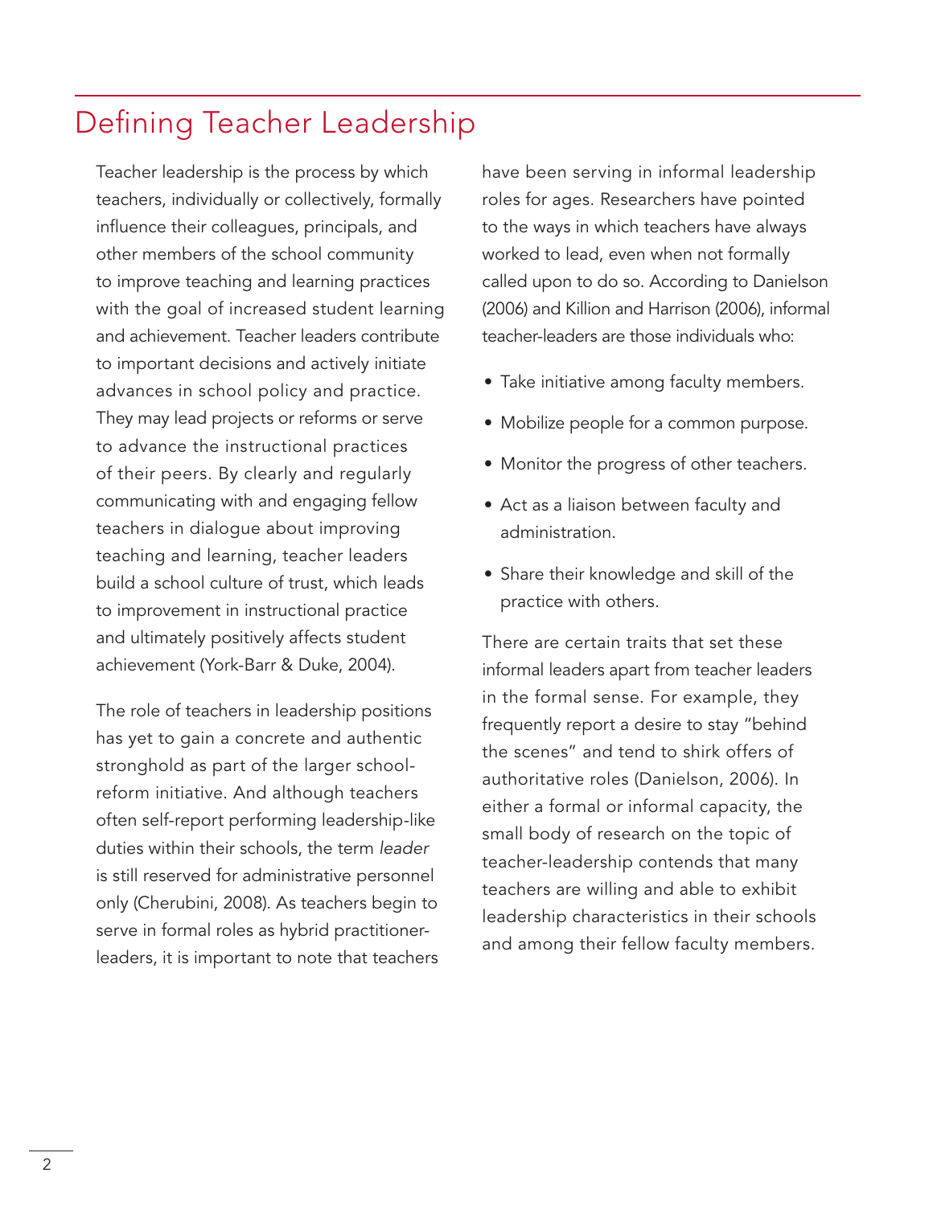## Defining Teacher Leadership

Teacher leadership is the process by which teachers, individually or collectively, formally influence their colleagues, principals, and other members of the school community to improve teaching and learning practices with the goal of increased student learning and achievement. Teacher leaders contribute to important decisions and actively initiate advances in school policy and practice. They may lead projects or reforms or serve to advance the instructional practices of their peers. By clearly and regularly communicating with and engaging fellow teachers in dialogue about improving teaching and learning, teacher leaders build a school culture of trust, which leads to improvement in instructional practice and ultimately positively affects student achievement (York-Barr & Duke, 2004).

The role of teachers in leadership positions has yet to gain a concrete and authentic stronghold as part of the larger school-reform initiative. And although teachers often self-report performing leadership-like duties within their schools, the term *leader* is still reserved for administrative personnel only (Cherubini, 2008). As teachers begin to serve in formal roles as hybrid practitioner-leaders, it is important to note that teachers have been serving in informal leadership roles for ages. Researchers have pointed to the ways in which teachers have always worked to lead, even when not formally called upon to do so. According to Danielson (2006) and Killion and Harrison (2006), informal teacher-leaders are those individuals who:

- Take initiative among faculty members.
- Mobilize people for a common purpose.
- Monitor the progress of other teachers.
- Act as a liaison between faculty and administration.
- Share their knowledge and skill of the practice with others.

There are certain traits that set these informal leaders apart from teacher leaders in the formal sense. For example, they frequently report a desire to stay "behind the scenes" and tend to shirk offers of authoritative roles (Danielson, 2006). In either a formal or informal capacity, the small body of research on the topic of teacher-leadership contends that many teachers are willing and able to exhibit leadership characteristics in their schools and among their fellow faculty members.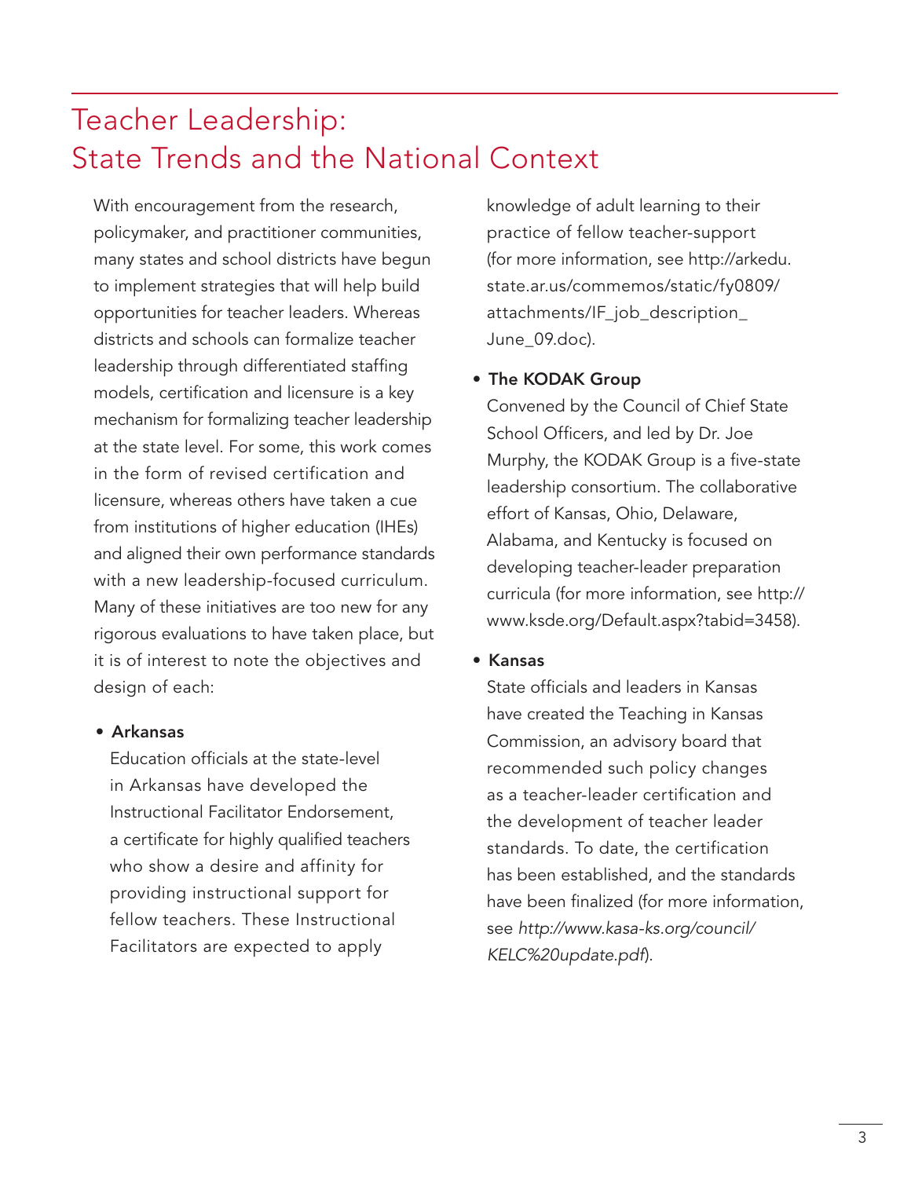# Teacher Leadership: State Trends and the National Context

With encouragement from the research, policymaker, and practitioner communities, many states and school districts have begun to implement strategies that will help build opportunities for teacher leaders. Whereas districts and schools can formalize teacher leadership through differentiated staffing models, certification and licensure is a key mechanism for formalizing teacher leadership at the state level. For some, this work comes in the form of revised certification and licensure, whereas others have taken a cue from institutions of higher education (IHEs) and aligned their own performance standards with a new leadership-focused curriculum. Many of these initiatives are too new for any rigorous evaluations to have taken place, but it is of interest to note the objectives and design of each:

- **Arkansas**
  Education officials at the state-level in Arkansas have developed the Instructional Facilitator Endorsement, a certificate for highly qualified teachers who show a desire and affinity for providing instructional support for fellow teachers. These Instructional Facilitators are expected to apply knowledge of adult learning to their practice of fellow teacher-support (for more information, see http://arkedu.state.ar.us/commemos/static/fy0809/attachments/IF_job_description_June_09.doc).

- **The KODAK Group**
  Convened by the Council of Chief State School Officers, and led by Dr. Joe Murphy, the KODAK Group is a five-state leadership consortium. The collaborative effort of Kansas, Ohio, Delaware, Alabama, and Kentucky is focused on developing teacher-leader preparation curricula (for more information, see http://www.ksde.org/Default.aspx?tabid=3458).

- **Kansas**
  State officials and leaders in Kansas have created the Teaching in Kansas Commission, an advisory board that recommended such policy changes as a teacher-leader certification and the development of teacher leader standards. To date, the certification has been established, and the standards have been finalized (for more information, see *http://www.kasa-ks.org/council/KELC%20update.pdf*).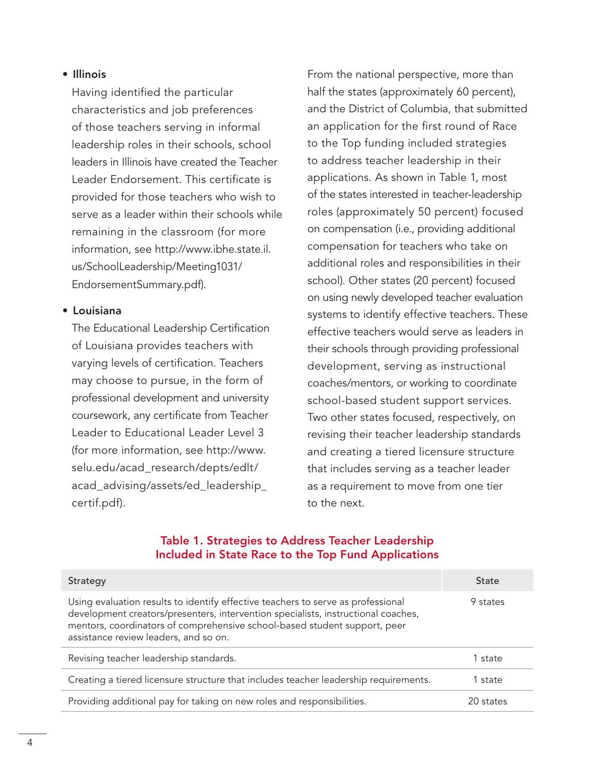- **Illinois**

  Having identified the particular characteristics and job preferences of those teachers serving in informal leadership roles in their schools, school leaders in Illinois have created the Teacher Leader Endorsement. This certificate is provided for those teachers who wish to serve as a leader within their schools while remaining in the classroom (for more information, see http://www.ibhe.state.il.us/SchoolLeadership/Meeting1031/EndorsementSummary.pdf).

- **Louisiana**

  The Educational Leadership Certification of Louisiana provides teachers with varying levels of certification. Teachers may choose to pursue, in the form of professional development and university coursework, any certificate from Teacher Leader to Educational Leader Level 3 (for more information, see http://www.selu.edu/acad_research/depts/edlt/acad_advising/assets/ed_leadership_certif.pdf).

From the national perspective, more than half the states (approximately 60 percent), and the District of Columbia, that submitted an application for the first round of Race to the Top funding included strategies to address teacher leadership in their applications. As shown in Table 1, most of the states interested in teacher-leadership roles (approximately 50 percent) focused on compensation (i.e., providing additional compensation for teachers who take on additional roles and responsibilities in their school). Other states (20 percent) focused on using newly developed teacher evaluation systems to identify effective teachers. These effective teachers would serve as leaders in their schools through providing professional development, serving as instructional coaches/mentors, or working to coordinate school-based student support services. Two other states focused, respectively, on revising their teacher leadership standards and creating a tiered licensure structure that includes serving as a teacher leader as a requirement to move from one tier to the next.

**Table 1. Strategies to Address Teacher Leadership Included in State Race to the Top Fund Applications**

| Strategy | State |
|---|---|
| Using evaluation results to identify effective teachers to serve as professional development creators/presenters, intervention specialists, instructional coaches, mentors, coordinators of comprehensive school-based student support, peer assistance review leaders, and so on. | 9 states |
| Revising teacher leadership standards. | 1 state |
| Creating a tiered licensure structure that includes teacher leadership requirements. | 1 state |
| Providing additional pay for taking on new roles and responsibilities. | 20 states |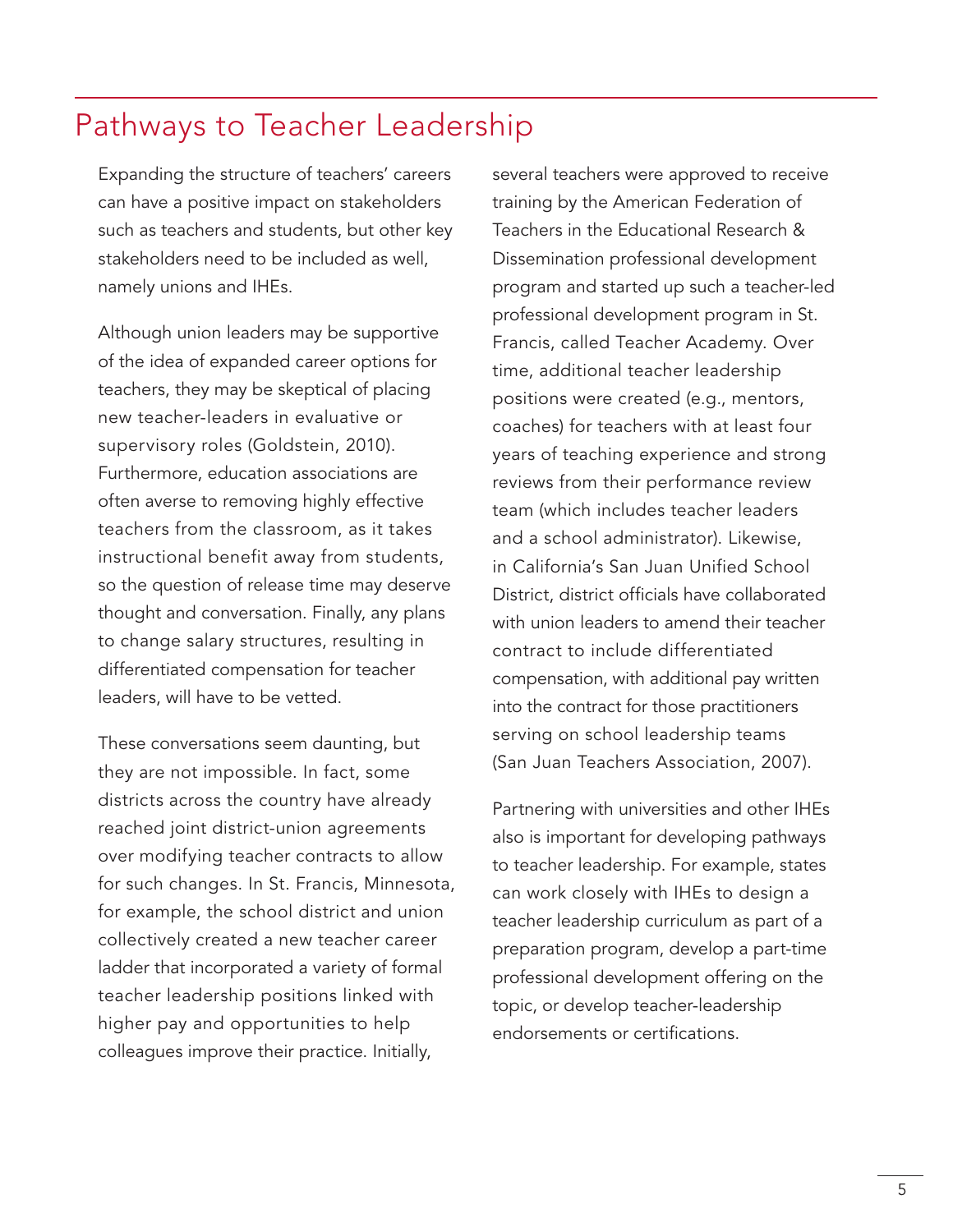## Pathways to Teacher Leadership

Expanding the structure of teachers' careers can have a positive impact on stakeholders such as teachers and students, but other key stakeholders need to be included as well, namely unions and IHEs.

Although union leaders may be supportive of the idea of expanded career options for teachers, they may be skeptical of placing new teacher-leaders in evaluative or supervisory roles (Goldstein, 2010). Furthermore, education associations are often averse to removing highly effective teachers from the classroom, as it takes instructional benefit away from students, so the question of release time may deserve thought and conversation. Finally, any plans to change salary structures, resulting in differentiated compensation for teacher leaders, will have to be vetted.

These conversations seem daunting, but they are not impossible. In fact, some districts across the country have already reached joint district-union agreements over modifying teacher contracts to allow for such changes. In St. Francis, Minnesota, for example, the school district and union collectively created a new teacher career ladder that incorporated a variety of formal teacher leadership positions linked with higher pay and opportunities to help colleagues improve their practice. Initially, several teachers were approved to receive training by the American Federation of Teachers in the Educational Research & Dissemination professional development program and started up such a teacher-led professional development program in St. Francis, called Teacher Academy. Over time, additional teacher leadership positions were created (e.g., mentors, coaches) for teachers with at least four years of teaching experience and strong reviews from their performance review team (which includes teacher leaders and a school administrator). Likewise, in California's San Juan Unified School District, district officials have collaborated with union leaders to amend their teacher contract to include differentiated compensation, with additional pay written into the contract for those practitioners serving on school leadership teams (San Juan Teachers Association, 2007).

Partnering with universities and other IHEs also is important for developing pathways to teacher leadership. For example, states can work closely with IHEs to design a teacher leadership curriculum as part of a preparation program, develop a part-time professional development offering on the topic, or develop teacher-leadership endorsements or certifications.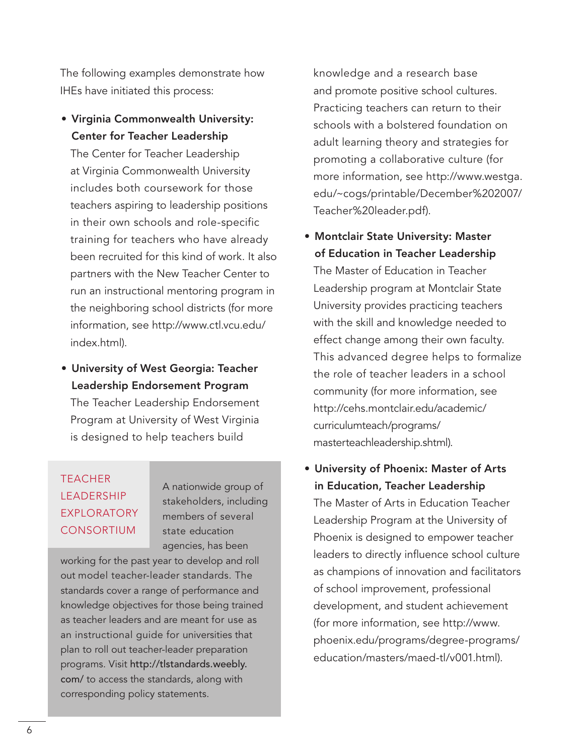The following examples demonstrate how IHEs have initiated this process:

- **Virginia Commonwealth University: Center for Teacher Leadership**
  The Center for Teacher Leadership at Virginia Commonwealth University includes both coursework for those teachers aspiring to leadership positions in their own schools and role-specific training for teachers who have already been recruited for this kind of work. It also partners with the New Teacher Center to run an instructional mentoring program in the neighboring school districts (for more information, see http://www.ctl.vcu.edu/index.html).

- **University of West Georgia: Teacher Leadership Endorsement Program**
  The Teacher Leadership Endorsement Program at University of West Virginia is designed to help teachers build knowledge and a research base and promote positive school cultures. Practicing teachers can return to their schools with a bolstered foundation on adult learning theory and strategies for promoting a collaborative culture (for more information, see http://www.westga.edu/~cogs/printable/December%202007/Teacher%20leader.pdf).

- **Montclair State University: Master of Education in Teacher Leadership**
  The Master of Education in Teacher Leadership program at Montclair State University provides practicing teachers with the skill and knowledge needed to effect change among their own faculty. This advanced degree helps to formalize the role of teacher leaders in a school community (for more information, see http://cehs.montclair.edu/academic/curriculumteach/programs/masterteachleadership.shtml).

- **University of Phoenix: Master of Arts in Education, Teacher Leadership**
  The Master of Arts in Education Teacher Leadership Program at the University of Phoenix is designed to empower teacher leaders to directly influence school culture as champions of innovation and facilitators of school improvement, professional development, and student achievement (for more information, see http://www.phoenix.edu/programs/degree-programs/education/masters/maed-tl/v001.html).

## TEACHER LEADERSHIP EXPLORATORY CONSORTIUM

A nationwide group of stakeholders, including members of several state education agencies, has been working for the past year to develop and roll out model teacher-leader standards. The standards cover a range of performance and knowledge objectives for those being trained as teacher leaders and are meant for use as an instructional guide for universities that plan to roll out teacher-leader preparation programs. Visit http://tlstandards.weebly.com/ to access the standards, along with corresponding policy statements.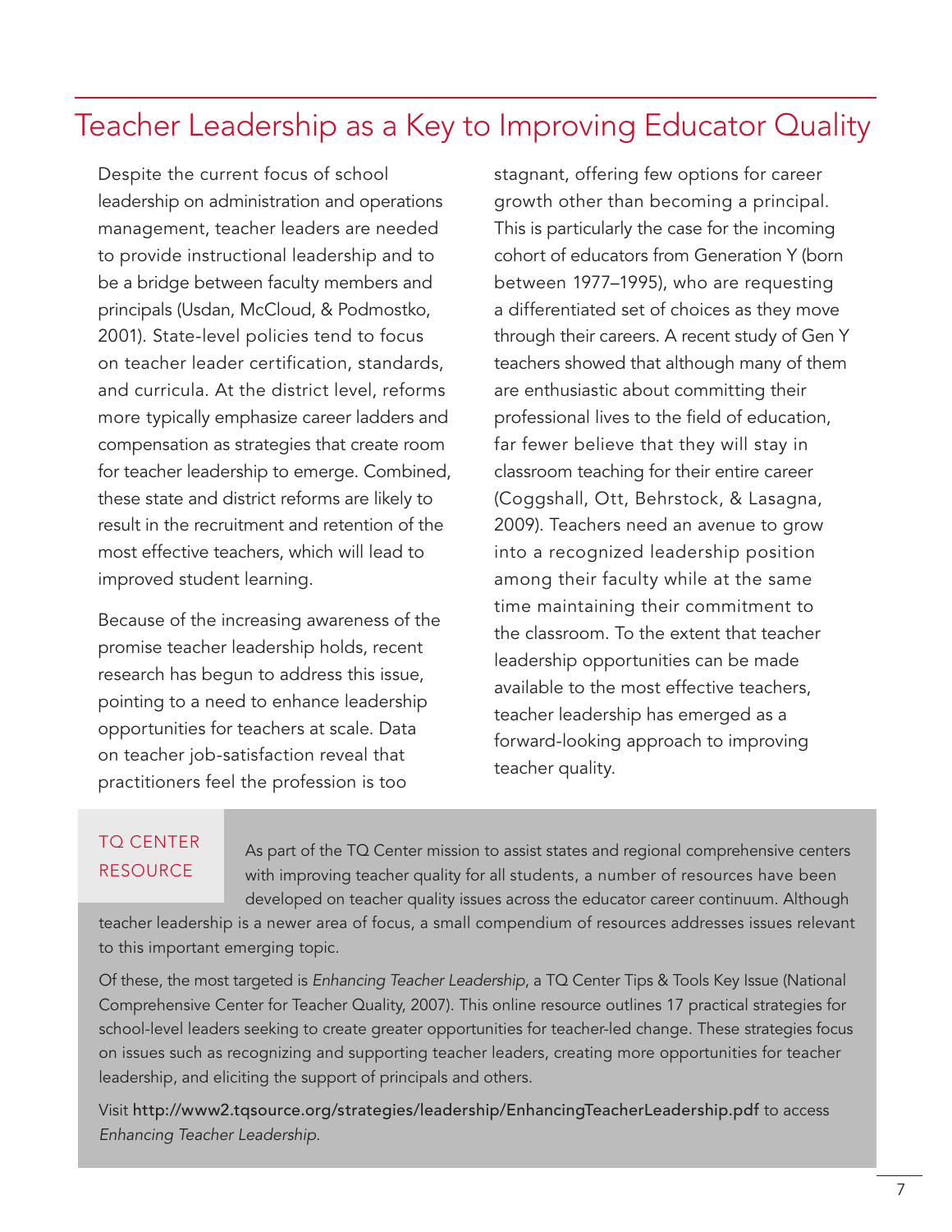## Teacher Leadership as a Key to Improving Educator Quality

Despite the current focus of school leadership on administration and operations management, teacher leaders are needed to provide instructional leadership and to be a bridge between faculty members and principals (Usdan, McCloud, & Podmostko, 2001). State-level policies tend to focus on teacher leader certification, standards, and curricula. At the district level, reforms more typically emphasize career ladders and compensation as strategies that create room for teacher leadership to emerge. Combined, these state and district reforms are likely to result in the recruitment and retention of the most effective teachers, which will lead to improved student learning.

Because of the increasing awareness of the promise teacher leadership holds, recent research has begun to address this issue, pointing to a need to enhance leadership opportunities for teachers at scale. Data on teacher job-satisfaction reveal that practitioners feel the profession is too stagnant, offering few options for career growth other than becoming a principal. This is particularly the case for the incoming cohort of educators from Generation Y (born between 1977–1995), who are requesting a differentiated set of choices as they move through their careers. A recent study of Gen Y teachers showed that although many of them are enthusiastic about committing their professional lives to the field of education, far fewer believe that they will stay in classroom teaching for their entire career (Coggshall, Ott, Behrstock, & Lasagna, 2009). Teachers need an avenue to grow into a recognized leadership position among their faculty while at the same time maintaining their commitment to the classroom. To the extent that teacher leadership opportunities can be made available to the most effective teachers, teacher leadership has emerged as a forward-looking approach to improving teacher quality.

### TQ CENTER RESOURCE

As part of the TQ Center mission to assist states and regional comprehensive centers with improving teacher quality for all students, a number of resources have been developed on teacher quality issues across the educator career continuum. Although teacher leadership is a newer area of focus, a small compendium of resources addresses issues relevant to this important emerging topic.

Of these, the most targeted is *Enhancing Teacher Leadership*, a TQ Center Tips & Tools Key Issue (National Comprehensive Center for Teacher Quality, 2007). This online resource outlines 17 practical strategies for school-level leaders seeking to create greater opportunities for teacher-led change. These strategies focus on issues such as recognizing and supporting teacher leaders, creating more opportunities for teacher leadership, and eliciting the support of principals and others.

Visit **http://www2.tqsource.org/strategies/leadership/EnhancingTeacherLeadership.pdf** to access *Enhancing Teacher Leadership.*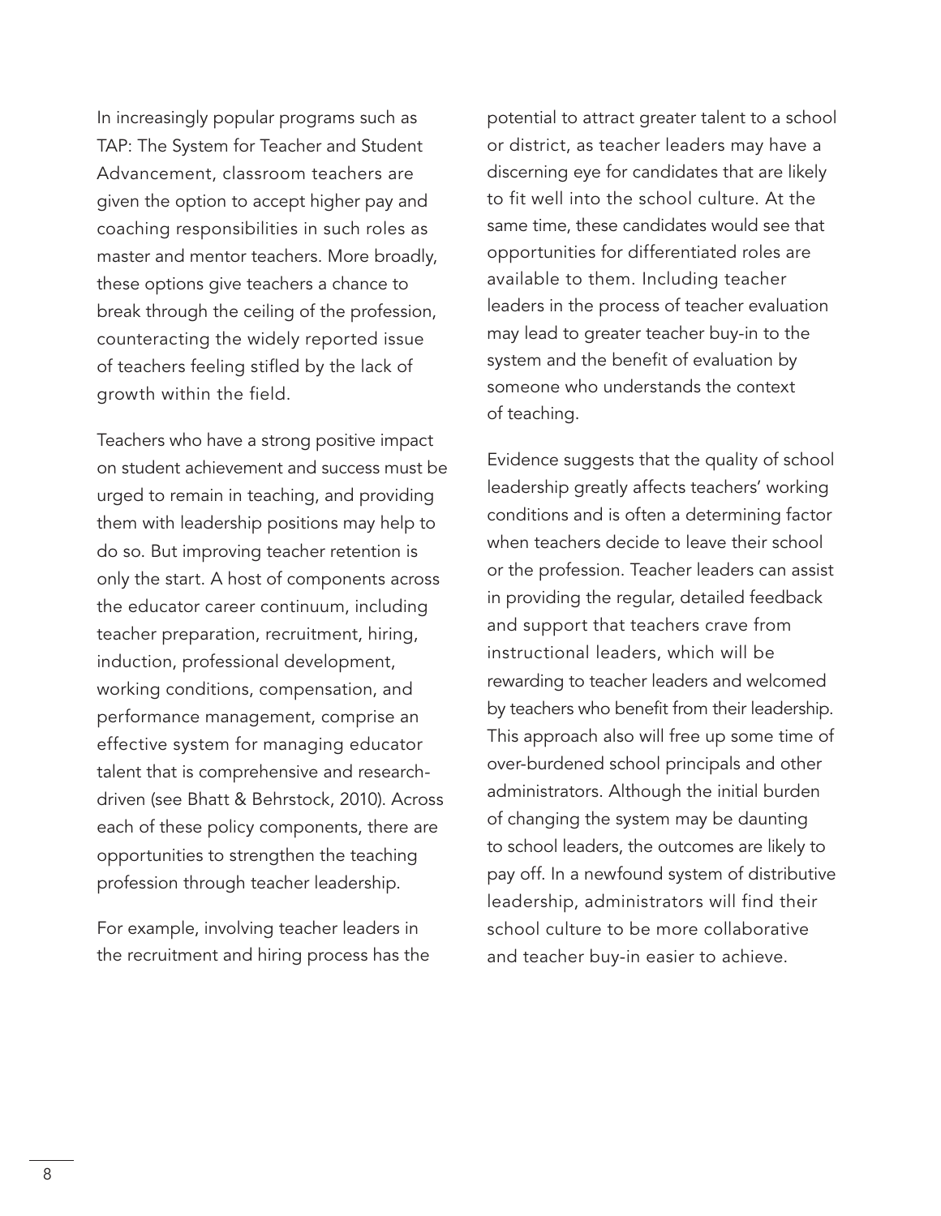In increasingly popular programs such as TAP: The System for Teacher and Student Advancement, classroom teachers are given the option to accept higher pay and coaching responsibilities in such roles as master and mentor teachers. More broadly, these options give teachers a chance to break through the ceiling of the profession, counteracting the widely reported issue of teachers feeling stifled by the lack of growth within the field.

Teachers who have a strong positive impact on student achievement and success must be urged to remain in teaching, and providing them with leadership positions may help to do so. But improving teacher retention is only the start. A host of components across the educator career continuum, including teacher preparation, recruitment, hiring, induction, professional development, working conditions, compensation, and performance management, comprise an effective system for managing educator talent that is comprehensive and research-driven (see Bhatt & Behrstock, 2010). Across each of these policy components, there are opportunities to strengthen the teaching profession through teacher leadership.

For example, involving teacher leaders in the recruitment and hiring process has the potential to attract greater talent to a school or district, as teacher leaders may have a discerning eye for candidates that are likely to fit well into the school culture. At the same time, these candidates would see that opportunities for differentiated roles are available to them. Including teacher leaders in the process of teacher evaluation may lead to greater teacher buy-in to the system and the benefit of evaluation by someone who understands the context of teaching.

Evidence suggests that the quality of school leadership greatly affects teachers' working conditions and is often a determining factor when teachers decide to leave their school or the profession. Teacher leaders can assist in providing the regular, detailed feedback and support that teachers crave from instructional leaders, which will be rewarding to teacher leaders and welcomed by teachers who benefit from their leadership. This approach also will free up some time of over-burdened school principals and other administrators. Although the initial burden of changing the system may be daunting to school leaders, the outcomes are likely to pay off. In a newfound system of distributive leadership, administrators will find their school culture to be more collaborative and teacher buy-in easier to achieve.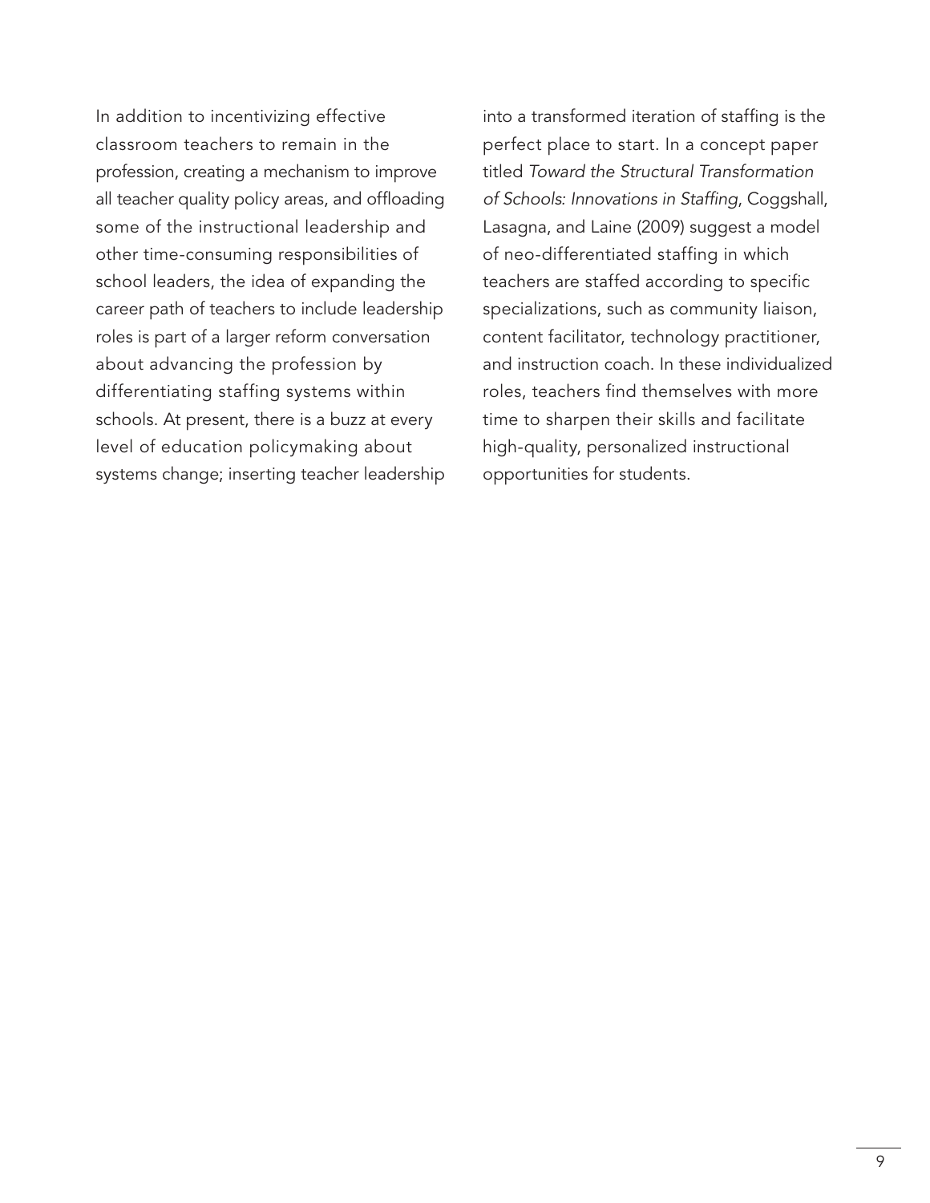In addition to incentivizing effective classroom teachers to remain in the profession, creating a mechanism to improve all teacher quality policy areas, and offloading some of the instructional leadership and other time-consuming responsibilities of school leaders, the idea of expanding the career path of teachers to include leadership roles is part of a larger reform conversation about advancing the profession by differentiating staffing systems within schools. At present, there is a buzz at every level of education policymaking about systems change; inserting teacher leadership into a transformed iteration of staffing is the perfect place to start. In a concept paper titled *Toward the Structural Transformation of Schools: Innovations in Staffing*, Coggshall, Lasagna, and Laine (2009) suggest a model of neo-differentiated staffing in which teachers are staffed according to specific specializations, such as community liaison, content facilitator, technology practitioner, and instruction coach. In these individualized roles, teachers find themselves with more time to sharpen their skills and facilitate high-quality, personalized instructional opportunities for students.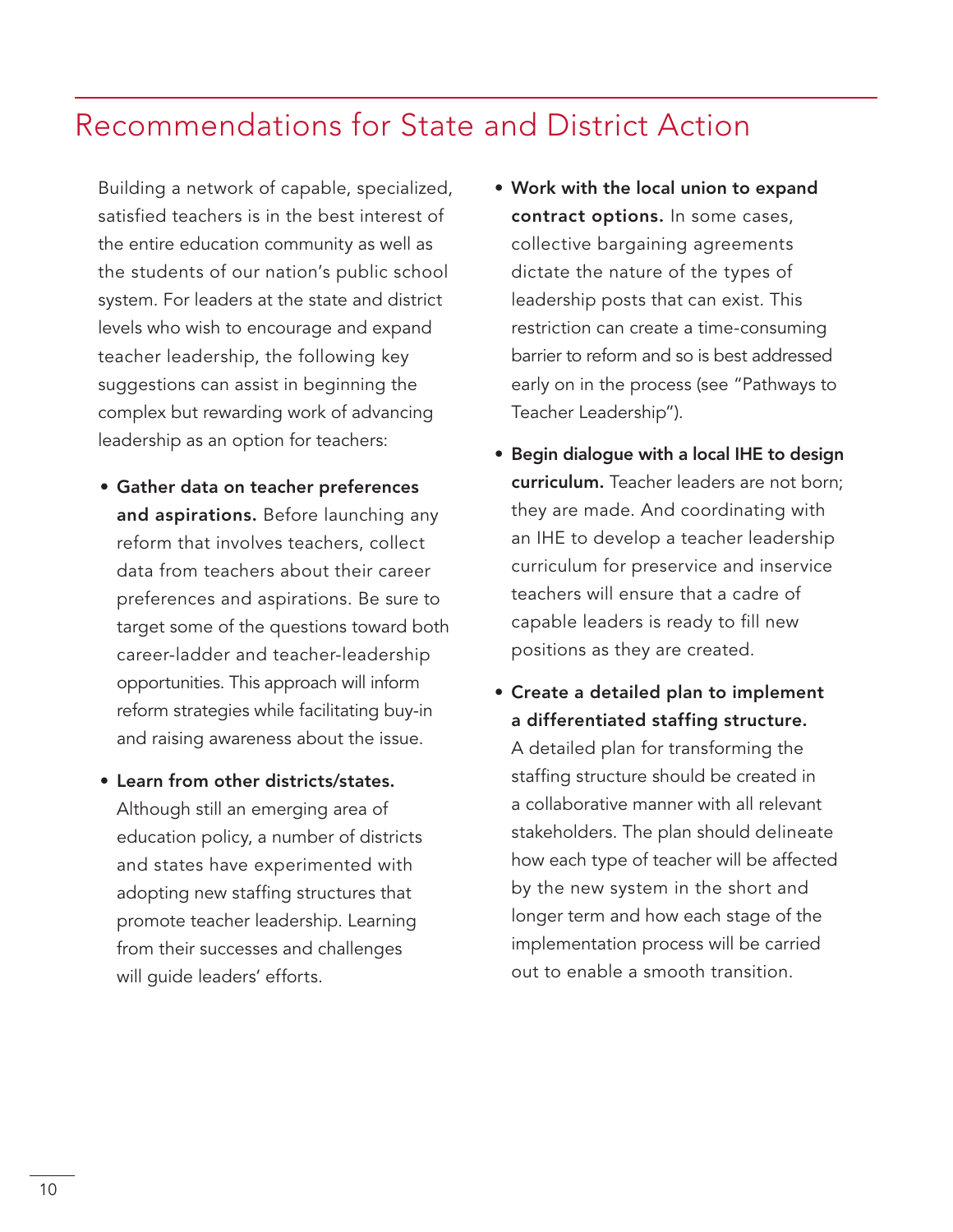# Recommendations for State and District Action

Building a network of capable, specialized, satisfied teachers is in the best interest of the entire education community as well as the students of our nation's public school system. For leaders at the state and district levels who wish to encourage and expand teacher leadership, the following key suggestions can assist in beginning the complex but rewarding work of advancing leadership as an option for teachers:

- **Gather data on teacher preferences and aspirations.** Before launching any reform that involves teachers, collect data from teachers about their career preferences and aspirations. Be sure to target some of the questions toward both career-ladder and teacher-leadership opportunities. This approach will inform reform strategies while facilitating buy-in and raising awareness about the issue.
- **Learn from other districts/states.** Although still an emerging area of education policy, a number of districts and states have experimented with adopting new staffing structures that promote teacher leadership. Learning from their successes and challenges will guide leaders' efforts.
- **Work with the local union to expand contract options.** In some cases, collective bargaining agreements dictate the nature of the types of leadership posts that can exist. This restriction can create a time-consuming barrier to reform and so is best addressed early on in the process (see "Pathways to Teacher Leadership").
- **Begin dialogue with a local IHE to design curriculum.** Teacher leaders are not born; they are made. And coordinating with an IHE to develop a teacher leadership curriculum for preservice and inservice teachers will ensure that a cadre of capable leaders is ready to fill new positions as they are created.
- **Create a detailed plan to implement a differentiated staffing structure.** A detailed plan for transforming the staffing structure should be created in a collaborative manner with all relevant stakeholders. The plan should delineate how each type of teacher will be affected by the new system in the short and longer term and how each stage of the implementation process will be carried out to enable a smooth transition.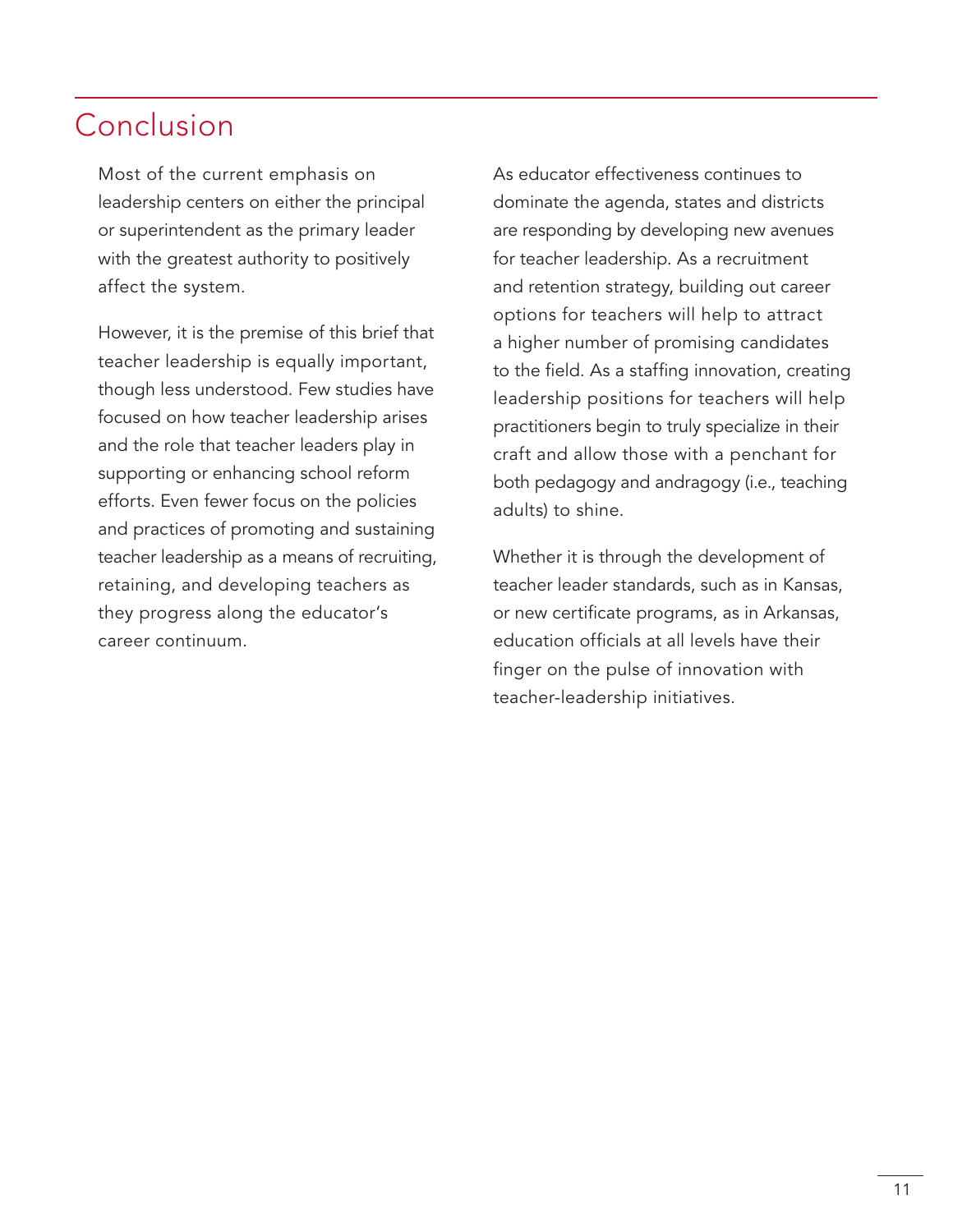## Conclusion

Most of the current emphasis on leadership centers on either the principal or superintendent as the primary leader with the greatest authority to positively affect the system.

However, it is the premise of this brief that teacher leadership is equally important, though less understood. Few studies have focused on how teacher leadership arises and the role that teacher leaders play in supporting or enhancing school reform efforts. Even fewer focus on the policies and practices of promoting and sustaining teacher leadership as a means of recruiting, retaining, and developing teachers as they progress along the educator's career continuum.

As educator effectiveness continues to dominate the agenda, states and districts are responding by developing new avenues for teacher leadership. As a recruitment and retention strategy, building out career options for teachers will help to attract a higher number of promising candidates to the field. As a staffing innovation, creating leadership positions for teachers will help practitioners begin to truly specialize in their craft and allow those with a penchant for both pedagogy and andragogy (i.e., teaching adults) to shine.

Whether it is through the development of teacher leader standards, such as in Kansas, or new certificate programs, as in Arkansas, education officials at all levels have their finger on the pulse of innovation with teacher-leadership initiatives.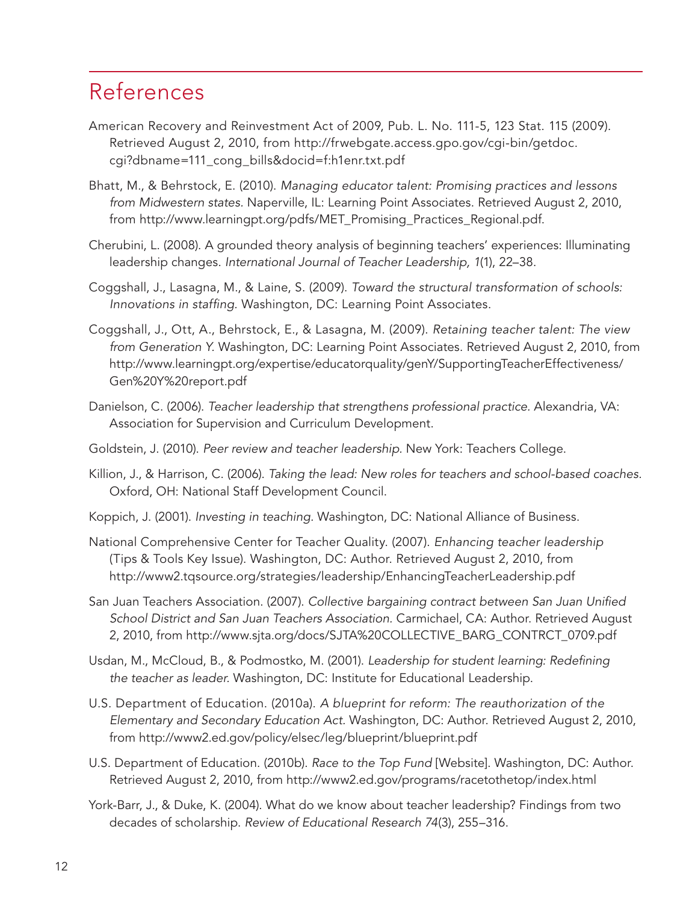# References

American Recovery and Reinvestment Act of 2009, Pub. L. No. 111-5, 123 Stat. 115 (2009). Retrieved August 2, 2010, from http://frwebgate.access.gpo.gov/cgi-bin/getdoc.cgi?dbname=111_cong_bills&docid=f:h1enr.txt.pdf

Bhatt, M., & Behrstock, E. (2010). *Managing educator talent: Promising practices and lessons from Midwestern states.* Naperville, IL: Learning Point Associates. Retrieved August 2, 2010, from http://www.learningpt.org/pdfs/MET_Promising_Practices_Regional.pdf.

Cherubini, L. (2008). A grounded theory analysis of beginning teachers' experiences: Illuminating leadership changes. *International Journal of Teacher Leadership, 1*(1), 22–38.

Coggshall, J., Lasagna, M., & Laine, S. (2009). *Toward the structural transformation of schools: Innovations in staffing.* Washington, DC: Learning Point Associates.

Coggshall, J., Ott, A., Behrstock, E., & Lasagna, M. (2009). *Retaining teacher talent: The view from Generation Y.* Washington, DC: Learning Point Associates. Retrieved August 2, 2010, from http://www.learningpt.org/expertise/educatorquality/genY/SupportingTeacherEffectiveness/Gen%20Y%20report.pdf

Danielson, C. (2006). *Teacher leadership that strengthens professional practice.* Alexandria, VA: Association for Supervision and Curriculum Development.

Goldstein, J. (2010). *Peer review and teacher leadership.* New York: Teachers College.

Killion, J., & Harrison, C. (2006). *Taking the lead: New roles for teachers and school-based coaches.* Oxford, OH: National Staff Development Council.

Koppich, J. (2001). *Investing in teaching.* Washington, DC: National Alliance of Business.

National Comprehensive Center for Teacher Quality. (2007). *Enhancing teacher leadership* (Tips & Tools Key Issue). Washington, DC: Author. Retrieved August 2, 2010, from http://www2.tqsource.org/strategies/leadership/EnhancingTeacherLeadership.pdf

San Juan Teachers Association. (2007). *Collective bargaining contract between San Juan Unified School District and San Juan Teachers Association.* Carmichael, CA: Author. Retrieved August 2, 2010, from http://www.sjta.org/docs/SJTA%20COLLECTIVE_BARG_CONTRCT_0709.pdf

Usdan, M., McCloud, B., & Podmostko, M. (2001). *Leadership for student learning: Redefining the teacher as leader.* Washington, DC: Institute for Educational Leadership.

U.S. Department of Education. (2010a). *A blueprint for reform: The reauthorization of the Elementary and Secondary Education Act.* Washington, DC: Author. Retrieved August 2, 2010, from http://www2.ed.gov/policy/elsec/leg/blueprint/blueprint.pdf

U.S. Department of Education. (2010b). *Race to the Top Fund* [Website]. Washington, DC: Author. Retrieved August 2, 2010, from http://www2.ed.gov/programs/racetothetop/index.html

York-Barr, J., & Duke, K. (2004). What do we know about teacher leadership? Findings from two decades of scholarship. *Review of Educational Research 74*(3), 255–316.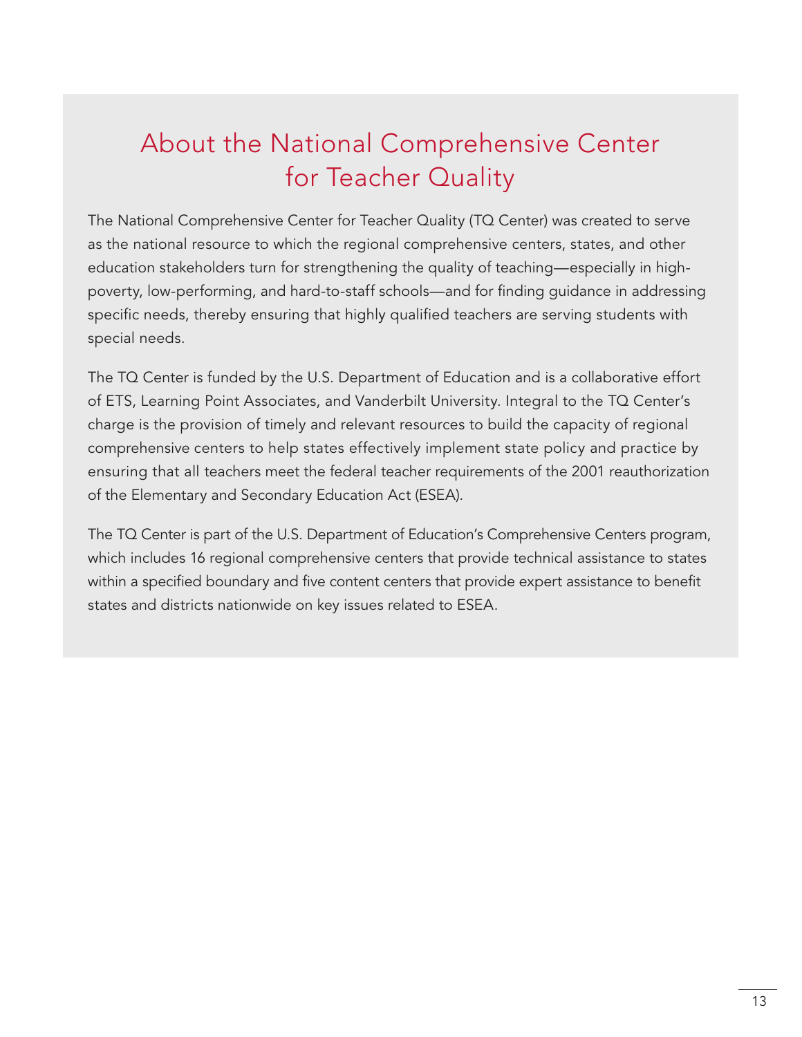# About the National Comprehensive Center for Teacher Quality

The National Comprehensive Center for Teacher Quality (TQ Center) was created to serve as the national resource to which the regional comprehensive centers, states, and other education stakeholders turn for strengthening the quality of teaching—especially in high-poverty, low-performing, and hard-to-staff schools—and for finding guidance in addressing specific needs, thereby ensuring that highly qualified teachers are serving students with special needs.

The TQ Center is funded by the U.S. Department of Education and is a collaborative effort of ETS, Learning Point Associates, and Vanderbilt University. Integral to the TQ Center's charge is the provision of timely and relevant resources to build the capacity of regional comprehensive centers to help states effectively implement state policy and practice by ensuring that all teachers meet the federal teacher requirements of the 2001 reauthorization of the Elementary and Secondary Education Act (ESEA).

The TQ Center is part of the U.S. Department of Education's Comprehensive Centers program, which includes 16 regional comprehensive centers that provide technical assistance to states within a specified boundary and five content centers that provide expert assistance to benefit states and districts nationwide on key issues related to ESEA.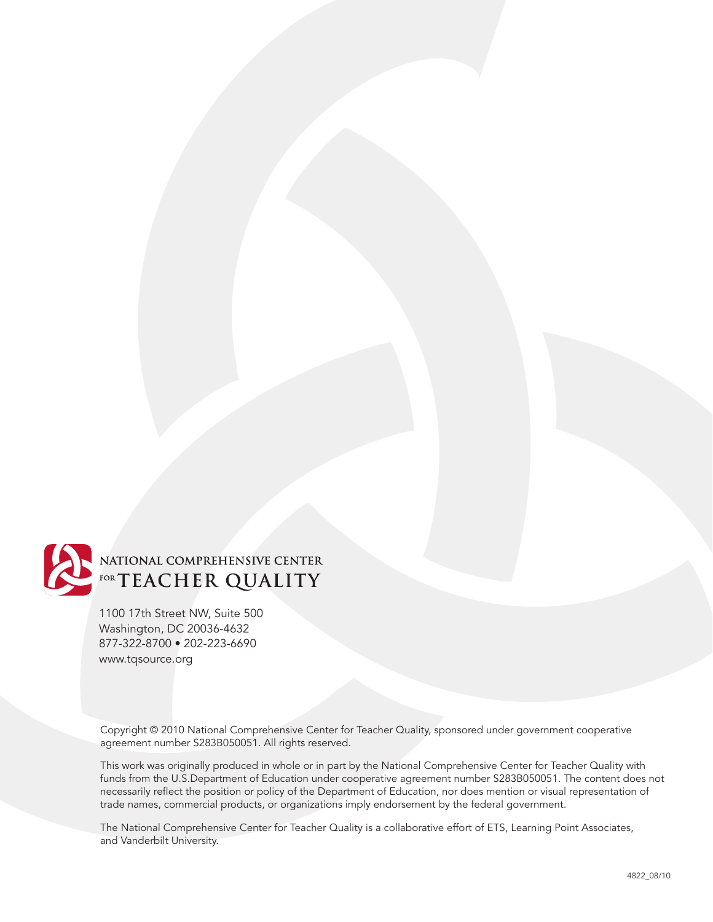NATIONAL COMPREHENSIVE CENTER FOR TEACHER QUALITY

1100 17th Street NW, Suite 500
Washington, DC 20036-4632
877-322-8700 • 202-223-6690
www.tqsource.org

Copyright © 2010 National Comprehensive Center for Teacher Quality, sponsored under government cooperative agreement number S283B050051. All rights reserved.

This work was originally produced in whole or in part by the National Comprehensive Center for Teacher Quality with funds from the U.S.Department of Education under cooperative agreement number S283B050051. The content does not necessarily reflect the position or policy of the Department of Education, nor does mention or visual representation of trade names, commercial products, or organizations imply endorsement by the federal government.

The National Comprehensive Center for Teacher Quality is a collaborative effort of ETS, Learning Point Associates, and Vanderbilt University.

4822_08/10